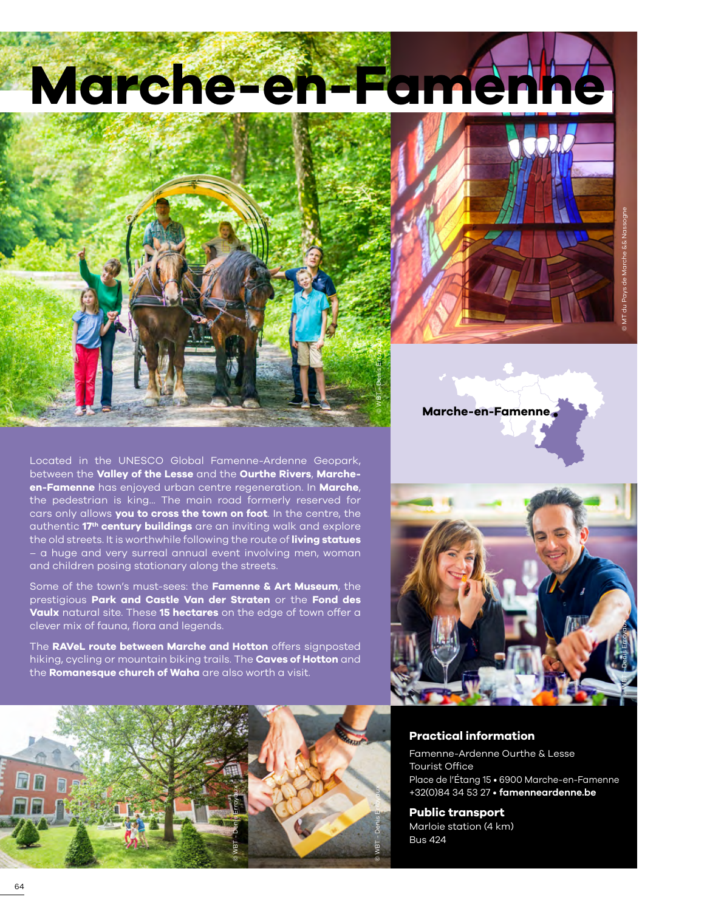# Marche-en-Famenne

Marche-en-Famenne

Located in the UNESCO Global Famenne-Ardenne Geopark, between the **Valley of the Lesse** and the **Ourthe Rivers**, **Marche-en-Famenne** has enjoyed urban centre regeneration. In **Marche**, the pedestrian is king... The main road formerly reserved for cars only allows **you to cross the town on foot**. In the centre, the authentic **17th century buildings** are an inviting walk and explore the old streets. It is worthwhile following the route of **living statues** – a huge and very surreal annual event involving men, woman and children posing stationary along the streets.

Some of the town's must-sees: the **Famenne & Art Museum**, the prestigious **Park and Castle Van der Straten** or the **Fond des Vaulx** natural site. These **15 hectares** on the edge of town offer a clever mix of fauna, flora and legends.

The **RAVeL route between Marche and Hotton** offers signposted hiking, cycling or mountain biking trails. The **Caves of Hotton** and the **Romanesque church of Waha** are also worth a visit.

## Practical information

Famenne-Ardenne Ourthe & Lesse Tourist Office
Place de l'Étang 15 • 6900 Marche-en-Famenne
+32(0)84 34 53 27 • **famenneardenne.be**

## Public transport

Marloie station (4 km)
Bus 424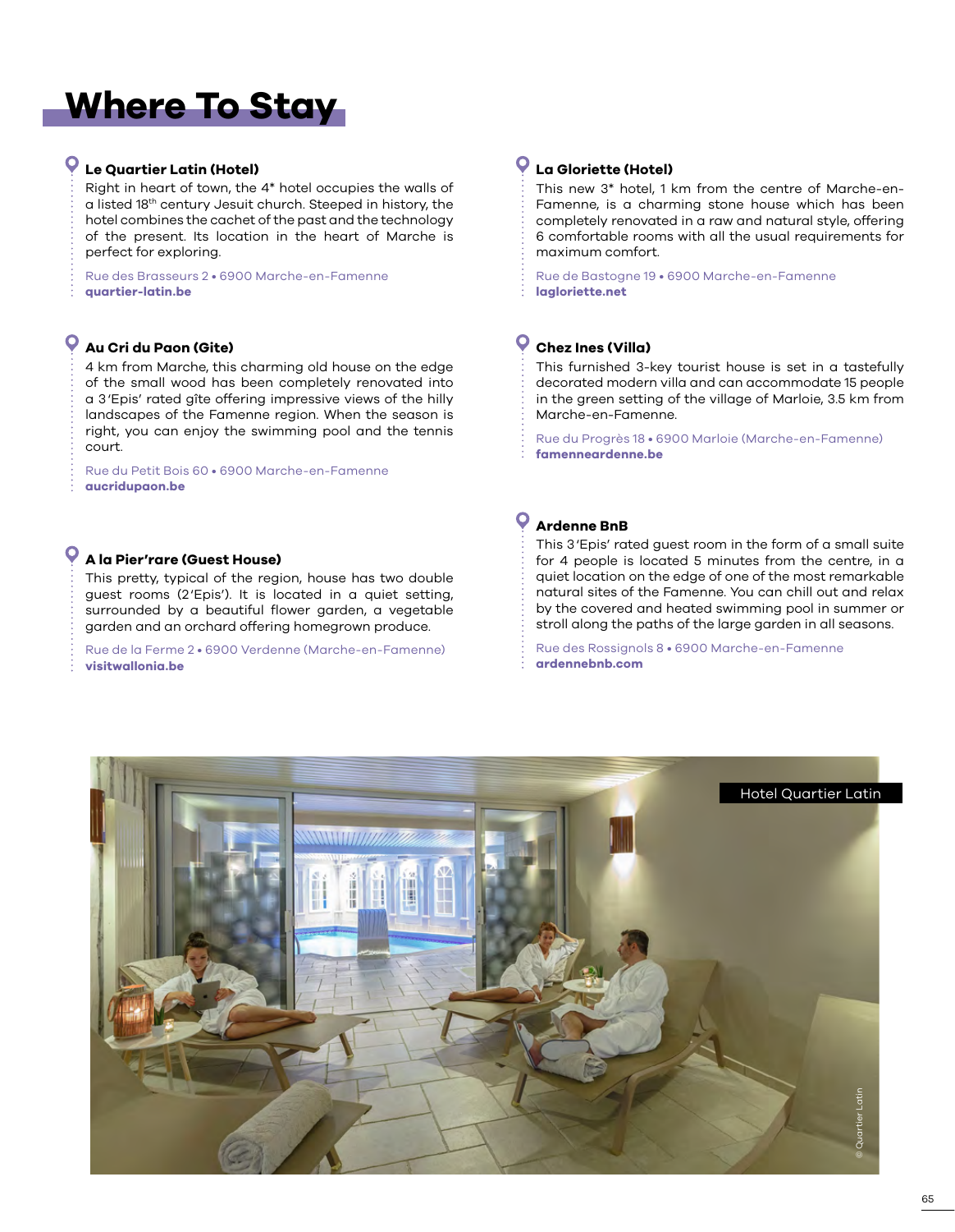# Where To Stay

### Le Quartier Latin (Hotel)

Right in heart of town, the 4* hotel occupies the walls of a listed 18th century Jesuit church. Steeped in history, the hotel combines the cachet of the past and the technology of the present. Its location in the heart of Marche is perfect for exploring.

Rue des Brasseurs 2 • 6900 Marche-en-Famenne
**quartier-latin.be**

### Au Cri du Paon (Gite)

4 km from Marche, this charming old house on the edge of the small wood has been completely renovated into a 3'Epis' rated gîte offering impressive views of the hilly landscapes of the Famenne region. When the season is right, you can enjoy the swimming pool and the tennis court.

Rue du Petit Bois 60 • 6900 Marche-en-Famenne
**aucridupaon.be**

### A la Pier'rare (Guest House)

This pretty, typical of the region, house has two double guest rooms (2'Epis'). It is located in a quiet setting, surrounded by a beautiful flower garden, a vegetable garden and an orchard offering homegrown produce.

Rue de la Ferme 2 • 6900 Verdenne (Marche-en-Famenne)
**visitwallonia.be**

### La Gloriette (Hotel)

This new 3* hotel, 1 km from the centre of Marche-en-Famenne, is a charming stone house which has been completely renovated in a raw and natural style, offering 6 comfortable rooms with all the usual requirements for maximum comfort.

Rue de Bastogne 19 • 6900 Marche-en-Famenne
**lagloriette.net**

### Chez Ines (Villa)

This furnished 3-key tourist house is set in a tastefully decorated modern villa and can accommodate 15 people in the green setting of the village of Marloie, 3.5 km from Marche-en-Famenne.

Rue du Progrès 18 • 6900 Marloie (Marche-en-Famenne)
**famenneardenne.be**

### Ardenne BnB

This 3'Epis' rated guest room in the form of a small suite for 4 people is located 5 minutes from the centre, in a quiet location on the edge of one of the most remarkable natural sites of the Famenne. You can chill out and relax by the covered and heated swimming pool in summer or stroll along the paths of the large garden in all seasons.

Rue des Rossignols 8 • 6900 Marche-en-Famenne
**ardennebnb.com**

Hotel Quartier Latin

© Quartier Latin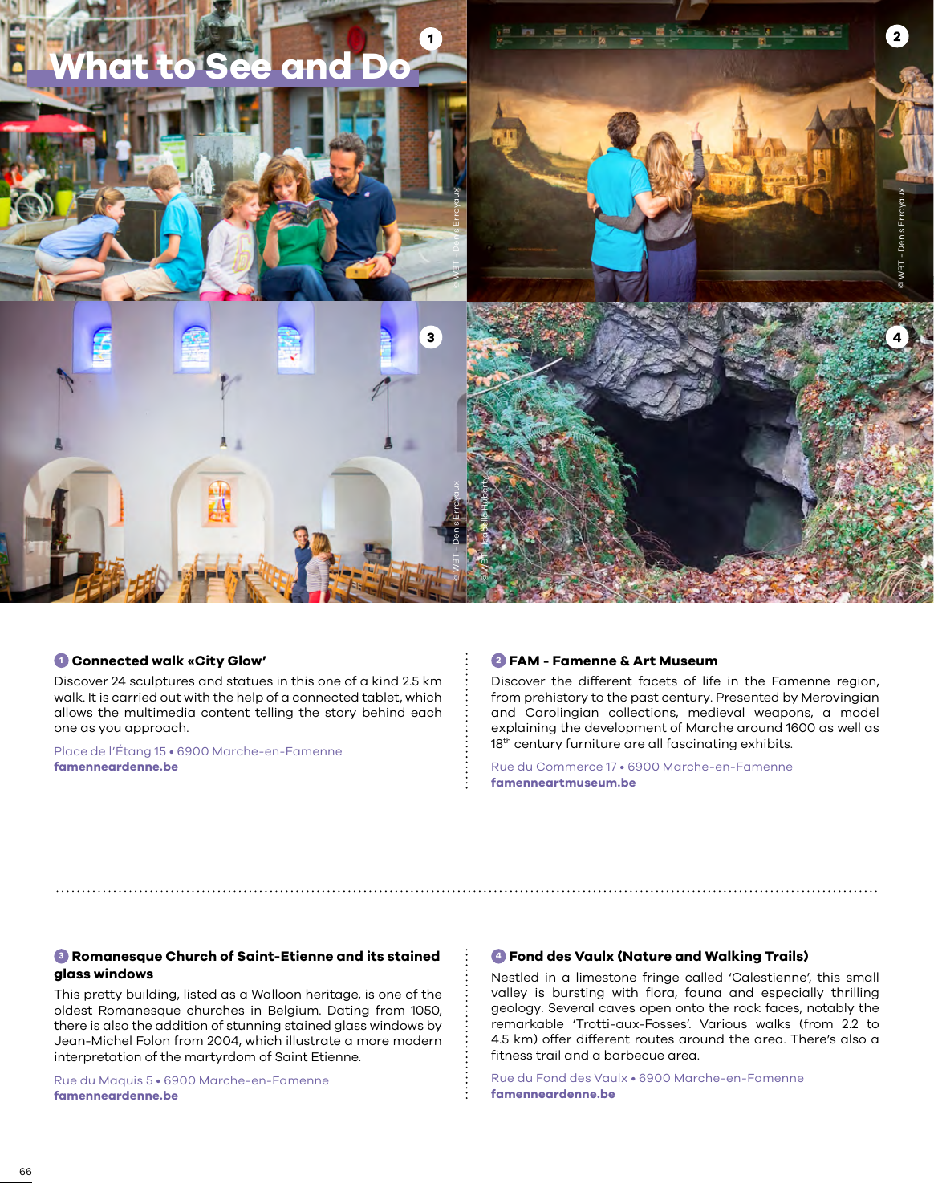# What to See and Do

### 1 Connected walk «City Glow'

Discover 24 sculptures and statues in this one of a kind 2.5 km walk. It is carried out with the help of a connected tablet, which allows the multimedia content telling the story behind each one as you approach.

Place de l'Étang 15 • 6900 Marche-en-Famenne
**famenneardenne.be**

### 2 FAM - Famenne & Art Museum

Discover the different facets of life in the Famenne region, from prehistory to the past century. Presented by Merovingian and Carolingian collections, medieval weapons, a model explaining the development of Marche around 1600 as well as 18th century furniture are all fascinating exhibits.

Rue du Commerce 17 • 6900 Marche-en-Famenne
**famenneartmuseum.be**

### 3 Romanesque Church of Saint-Etienne and its stained glass windows

This pretty building, listed as a Walloon heritage, is one of the oldest Romanesque churches in Belgium. Dating from 1050, there is also the addition of stunning stained glass windows by Jean-Michel Folon from 2004, which illustrate a more modern interpretation of the martyrdom of Saint Etienne.

Rue du Maquis 5 • 6900 Marche-en-Famenne
**famenneardenne.be**

### 4 Fond des Vaulx (Nature and Walking Trails)

Nestled in a limestone fringe called 'Calestienne', this small valley is bursting with flora, fauna and especially thrilling geology. Several caves open onto the rock faces, notably the remarkable 'Trotti-aux-Fosses'. Various walks (from 2.2 to 4.5 km) offer different routes around the area. There's also a fitness trail and a barbecue area.

Rue du Fond des Vaulx • 6900 Marche-en-Famenne
**famenneardenne.be**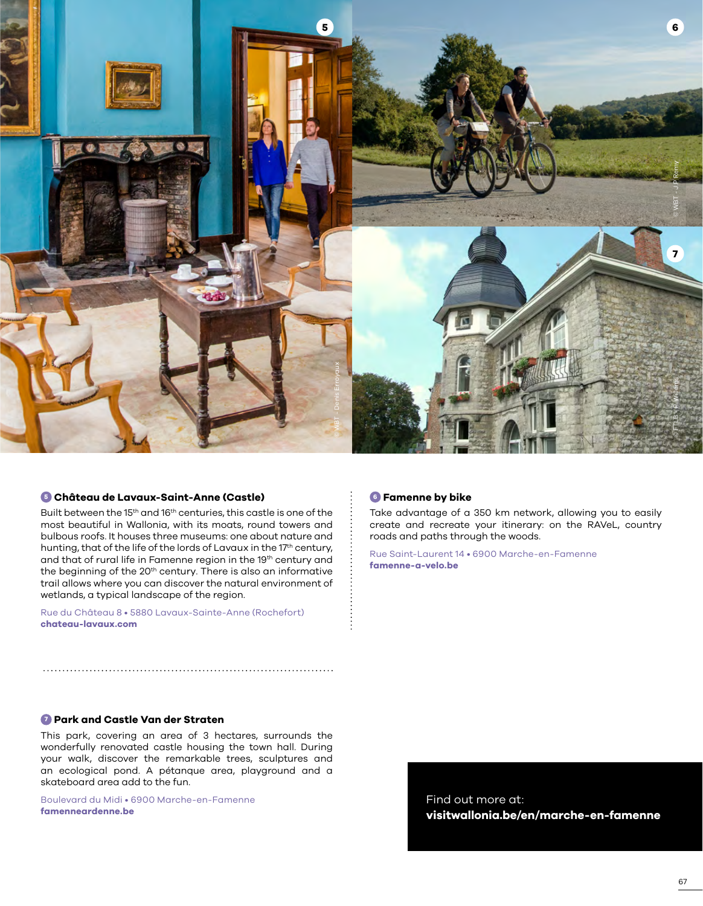### 5 Château de Lavaux-Saint-Anne (Castle)

Built between the 15th and 16th centuries, this castle is one of the most beautiful in Wallonia, with its moats, round towers and bulbous roofs. It houses three museums: one about nature and hunting, that of the life of the lords of Lavaux in the 17th century, and that of rural life in Famenne region in the 19th century and the beginning of the 20th century. There is also an informative trail allows where you can discover the natural environment of wetlands, a typical landscape of the region.

Rue du Château 8 • 5880 Lavaux-Sainte-Anne (Rochefort)
**chateau-lavaux.com**

### 6 Famenne by bike

Take advantage of a 350 km network, allowing you to easily create and recreate your itinerary: on the RAVeL, country roads and paths through the woods.

Rue Saint-Laurent 14 • 6900 Marche-en-Famenne
**famenne-a-velo.be**

### 7 Park and Castle Van der Straten

This park, covering an area of 3 hectares, surrounds the wonderfully renovated castle housing the town hall. During your walk, discover the remarkable trees, sculptures and an ecological pond. A pétanque area, playground and a skateboard area add to the fun.

Boulevard du Midi • 6900 Marche-en-Famenne
**famenneardenne.be**

Find out more at:
**visitwallonia.be/en/marche-en-famenne**